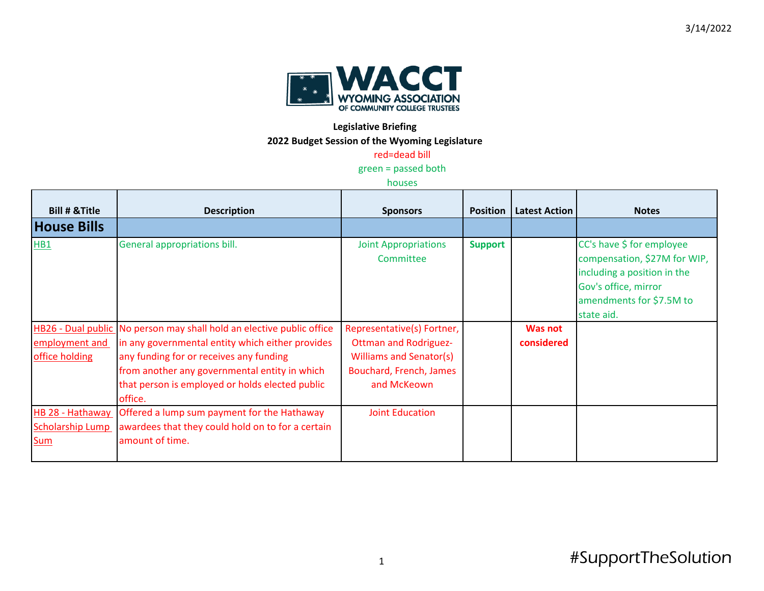WACCT WYOMING ASSOCIATION OF COMMUNITY COLLEGE TRUSTEES

**Legislative Briefing**

**2022 Budget Session of the Wyoming Legislature**

red=dead bill

green = passed both houses

| Bill # &Title | Description | Sponsors | Position | Latest Action | Notes |
|---|---|---|---|---|---|
| **House Bills** | | | | | |
| HB1 | General appropriations bill. | Joint Appropriations Committee | **Support** | | CC's have $ for employee compensation, $27M for WIP, including a position in the Gov's office, mirror amendments for $7.5M to state aid. |
| HB26 - Dual public employment and office holding | No person may shall hold an elective public office in any governmental entity which either provides any funding for or receives any funding from another any governmental entity in which that person is employed or holds elected public office. | Representative(s) Fortner, Ottman and Rodriguez-Williams and Senator(s) Bouchard, French, James and McKeown | | **Was not considered** | |
| HB 28 - Hathaway Scholarship Lump Sum | Offered a lump sum payment for the Hathaway awardees that they could hold on to for a certain amount of time. | Joint Education | | | |

#SupportTheSolution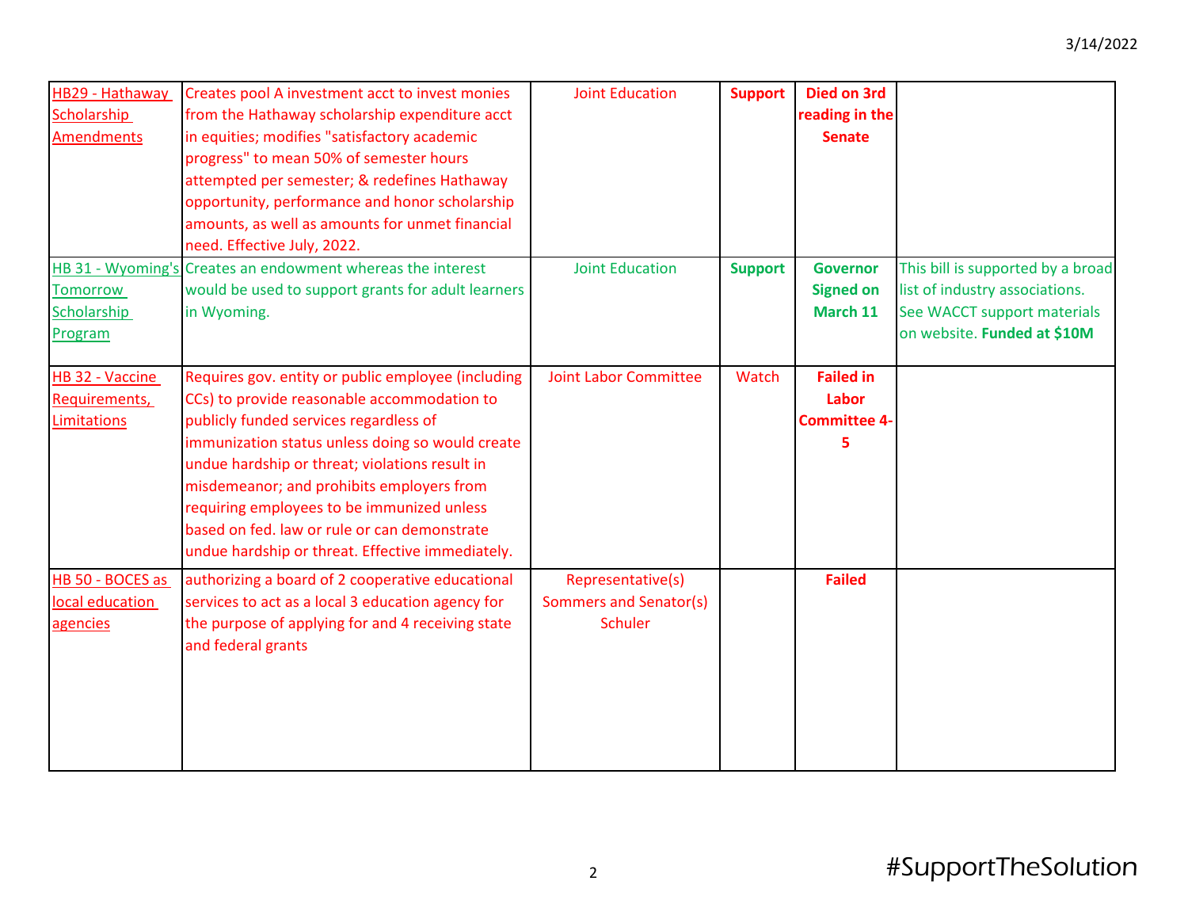| | | | | | |
|---|---|---|---|---|---|
| HB29 - Hathaway Scholarship Amendments | Creates pool A investment acct to invest monies from the Hathaway scholarship expenditure acct in equities; modifies "satisfactory academic progress" to mean 50% of semester hours attempted per semester; & redefines Hathaway opportunity, performance and honor scholarship amounts, as well as amounts for unmet financial need. Effective July, 2022. | Joint Education | **Support** | **Died on 3rd reading in the Senate** | |
| HB 31 - Wyoming's Tomorrow Scholarship Program | Creates an endowment whereas the interest would be used to support grants for adult learners in Wyoming. | Joint Education | **Support** | **Governor Signed on March 11** | This bill is supported by a broad list of industry associations. See WACCT support materials on website. **Funded at $10M** |
| HB 32 - Vaccine Requirements, Limitations | Requires gov. entity or public employee (including CCs) to provide reasonable accommodation to publicly funded services regardless of immunization status unless doing so would create undue hardship or threat; violations result in misdemeanor; and prohibits employers from requiring employees to be immunized unless based on fed. law or rule or can demonstrate undue hardship or threat. Effective immediately. | Joint Labor Committee | Watch | **Failed in Labor Committee 4-5** | |
| HB 50 - BOCES as local education agencies | authorizing a board of 2 cooperative educational services to act as a local 3 education agency for the purpose of applying for and 4 receiving state and federal grants | Representative(s) Sommers and Senator(s) Schuler | | **Failed** | |

#SupportTheSolution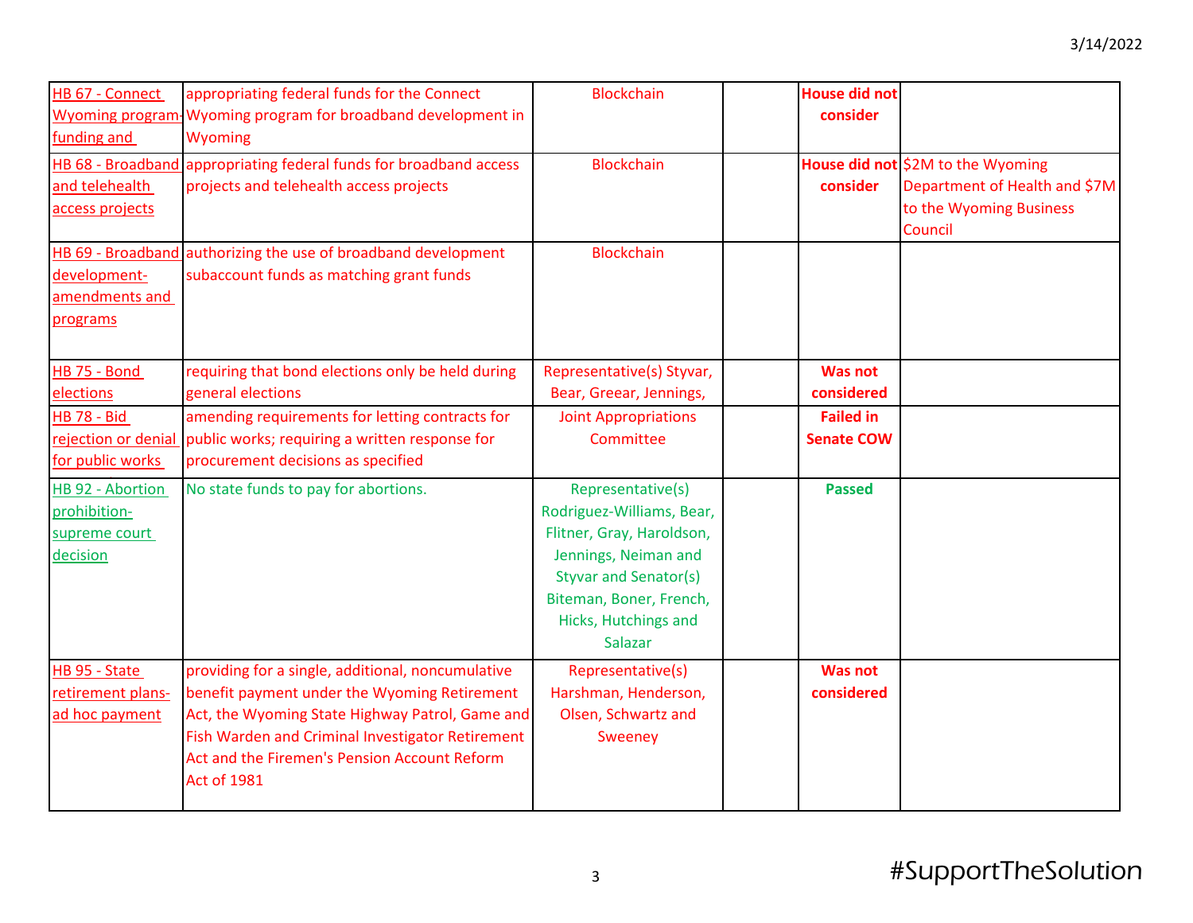| HB 67 - Connect Wyoming program-funding and | appropriating federal funds for the Connect Wyoming program for broadband development in Wyoming | Blockchain | | **House did not consider** | |
|---|---|---|---|---|---|
| HB 68 - Broadband and telehealth access projects | appropriating federal funds for broadband access projects and telehealth access projects | Blockchain | | **House did not consider** | $2M to the Wyoming Department of Health and $7M to the Wyoming Business Council |
| HB 69 - Broadband development- amendments and programs | authorizing the use of broadband development subaccount funds as matching grant funds | Blockchain | | | |
| HB 75 - Bond elections | requiring that bond elections only be held during general elections | Representative(s) Styvar, Bear, Greear, Jennings, | | **Was not considered** | |
| HB 78 - Bid rejection or denial for public works | amending requirements for letting contracts for public works; requiring a written response for procurement decisions as specified | Joint Appropriations Committee | | **Failed in Senate COW** | |
| HB 92 - Abortion prohibition- supreme court decision | No state funds to pay for abortions. | Representative(s) Rodriguez-Williams, Bear, Flitner, Gray, Haroldson, Jennings, Neiman and Styvar and Senator(s) Biteman, Boner, French, Hicks, Hutchings and Salazar | | **Passed** | |
| HB 95 - State retirement plans- ad hoc payment | providing for a single, additional, noncumulative benefit payment under the Wyoming Retirement Act, the Wyoming State Highway Patrol, Game and Fish Warden and Criminal Investigator Retirement Act and the Firemen's Pension Account Reform Act of 1981 | Representative(s) Harshman, Henderson, Olsen, Schwartz and Sweeney | | **Was not considered** | |

#SupportTheSolution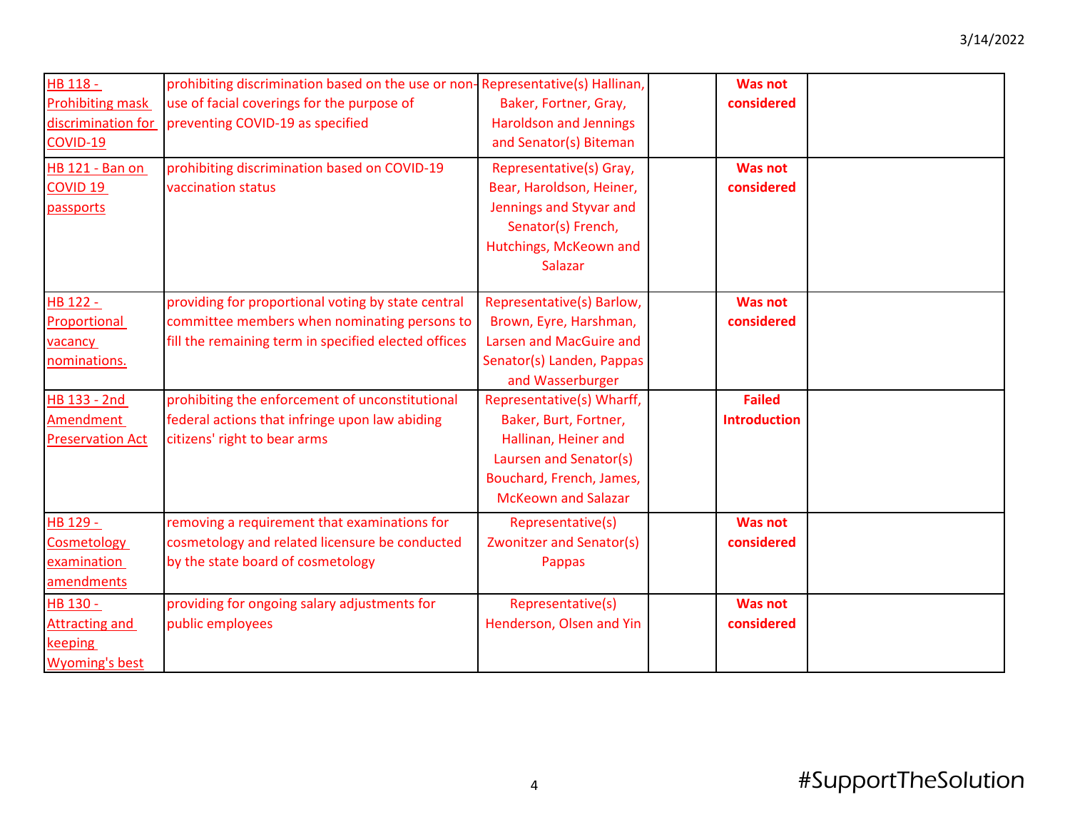| | | | | | |
|---|---|---|---|---|---|
| HB 118 - Prohibiting mask discrimination for COVID-19 | prohibiting discrimination based on the use or non-use of facial coverings for the purpose of preventing COVID-19 as specified | Representative(s) Hallinan, Baker, Fortner, Gray, Haroldson and Jennings and Senator(s) Biteman | | **Was not considered** | |
| HB 121 - Ban on COVID 19 passports | prohibiting discrimination based on COVID-19 vaccination status | Representative(s) Gray, Bear, Haroldson, Heiner, Jennings and Styvar and Senator(s) French, Hutchings, McKeown and Salazar | | **Was not considered** | |
| HB 122 - Proportional vacancy nominations. | providing for proportional voting by state central committee members when nominating persons to fill the remaining term in specified elected offices | Representative(s) Barlow, Brown, Eyre, Harshman, Larsen and MacGuire and Senator(s) Landen, Pappas and Wasserburger | | **Was not considered** | |
| HB 133 - 2nd Amendment Preservation Act | prohibiting the enforcement of unconstitutional federal actions that infringe upon law abiding citizens' right to bear arms | Representative(s) Wharff, Baker, Burt, Fortner, Hallinan, Heiner and Laursen and Senator(s) Bouchard, French, James, McKeown and Salazar | | **Failed Introduction** | |
| HB 129 - Cosmetology examination amendments | removing a requirement that examinations for cosmetology and related licensure be conducted by the state board of cosmetology | Representative(s) Zwonitzer and Senator(s) Pappas | | **Was not considered** | |
| HB 130 - Attracting and keeping Wyoming's best | providing for ongoing salary adjustments for public employees | Representative(s) Henderson, Olsen and Yin | | **Was not considered** | |

#SupportTheSolution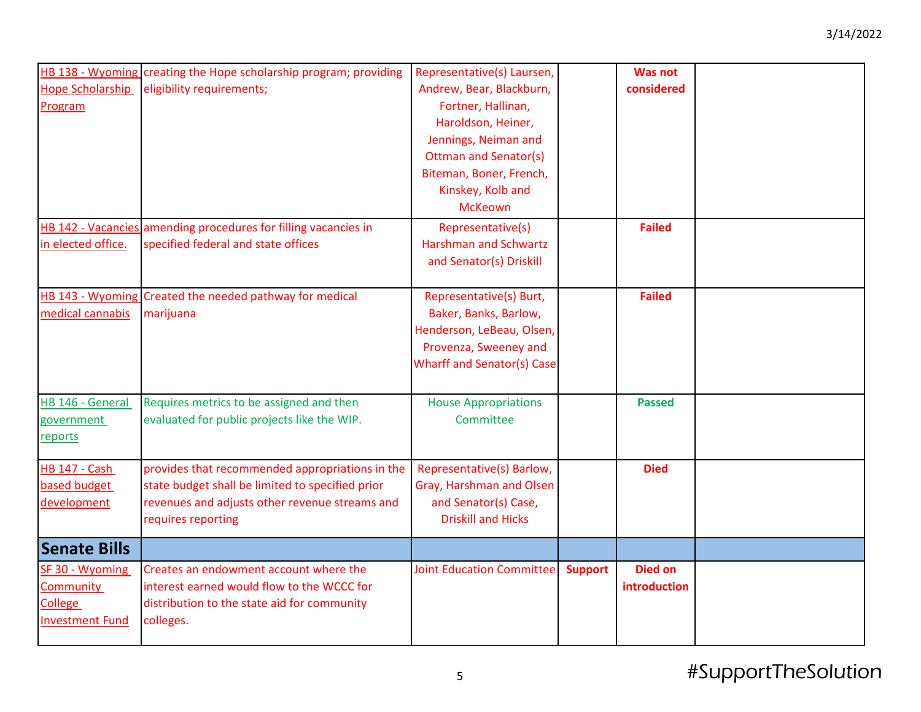| | | | | | |
|---|---|---|---|---|---|
| HB 138 - Wyoming Hope Scholarship Program | creating the Hope scholarship program; providing eligibility requirements; | Representative(s) Laursen, Andrew, Bear, Blackburn, Fortner, Hallinan, Haroldson, Heiner, Jennings, Neiman and Ottman and Senator(s) Biteman, Boner, French, Kinskey, Kolb and McKeown | | **Was not considered** | |
| HB 142 - Vacancies in elected office. | amending procedures for filling vacancies in specified federal and state offices | Representative(s) Harshman and Schwartz and Senator(s) Driskill | | **Failed** | |
| HB 143 - Wyoming medical cannabis | Created the needed pathway for medical marijuana | Representative(s) Burt, Baker, Banks, Barlow, Henderson, LeBeau, Olsen, Provenza, Sweeney and Wharff and Senator(s) Case | | **Failed** | |
| HB 146 - General government reports | Requires metrics to be assigned and then evaluated for public projects like the WIP. | House Appropriations Committee | | **Passed** | |
| HB 147 - Cash based budget development | provides that recommended appropriations in the state budget shall be limited to specified prior revenues and adjusts other revenue streams and requires reporting | Representative(s) Barlow, Gray, Harshman and Olsen and Senator(s) Case, Driskill and Hicks | | **Died** | |
| **Senate Bills** | | | | | |
| SF 30 - Wyoming Community College Investment Fund | Creates an endowment account where the interest earned would flow to the WCCC for distribution to the state aid for community colleges. | Joint Education Committee | **Support** | **Died on introduction** | |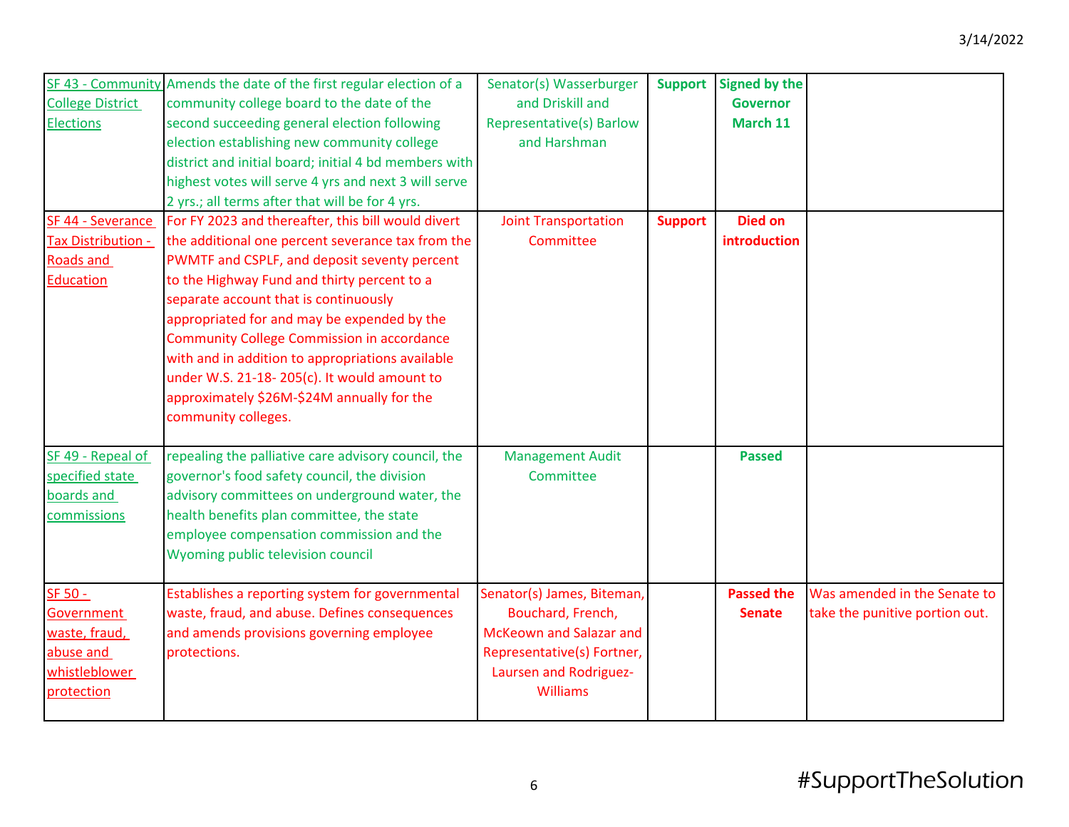| | | | | | |
|---|---|---|---|---|---|
| SF 43 - Community College District Elections | Amends the date of the first regular election of a community college board to the date of the second succeeding general election following election establishing new community college district and initial board; initial 4 bd members with highest votes will serve 4 yrs and next 3 will serve 2 yrs.; all terms after that will be for 4 yrs. | Senator(s) Wasserburger and Driskill and Representative(s) Barlow and Harshman | **Support** | **Signed by the Governor March 11** | |
| SF 44 - Severance Tax Distribution - Roads and Education | For FY 2023 and thereafter, this bill would divert the additional one percent severance tax from the PWMTF and CSPLF, and deposit seventy percent to the Highway Fund and thirty percent to a separate account that is continuously appropriated for and may be expended by the Community College Commission in accordance with and in addition to appropriations available under W.S. 21-18- 205(c). It would amount to approximately $26M-$24M annually for the community colleges. | Joint Transportation Committee | **Support** | **Died on introduction** | |
| SF 49 - Repeal of specified state boards and commissions | repealing the palliative care advisory council, the governor's food safety council, the division advisory committees on underground water, the health benefits plan committee, the state employee compensation commission and the Wyoming public television council | Management Audit Committee | | **Passed** | |
| SF 50 - Government waste, fraud, abuse and whistleblower protection | Establishes a reporting system for governmental waste, fraud, and abuse. Defines consequences and amends provisions governing employee protections. | Senator(s) James, Biteman, Bouchard, French, McKeown and Salazar and Representative(s) Fortner, Laursen and Rodriguez-Williams | | **Passed the Senate** | Was amended in the Senate to take the punitive portion out. |

#SupportTheSolution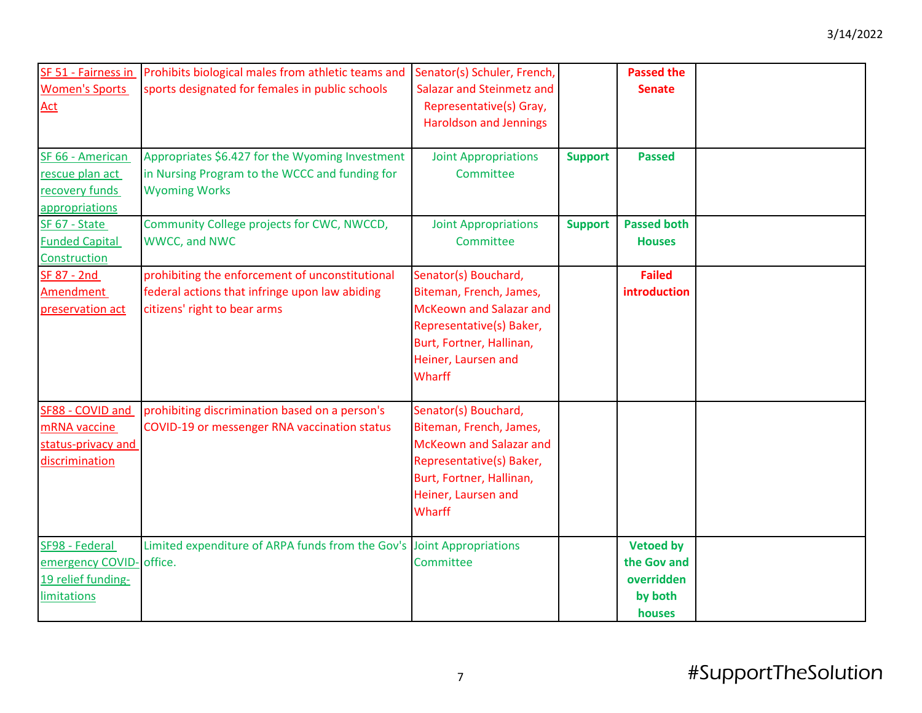| | | | | | |
|---|---|---|---|---|---|
| SF 51 - Fairness in Women's Sports Act | Prohibits biological males from athletic teams and sports designated for females in public schools | Senator(s) Schuler, French, Salazar and Steinmetz and Representative(s) Gray, Haroldson and Jennings | | **Passed the Senate** | |
| SF 66 - American rescue plan act recovery funds appropriations | Appropriates $6.427 for the Wyoming Investment in Nursing Program to the WCCC and funding for Wyoming Works | Joint Appropriations Committee | **Support** | **Passed** | |
| SF 67 - State Funded Capital Construction | Community College projects for CWC, NWCCD, WWCC, and NWC | Joint Appropriations Committee | **Support** | **Passed both Houses** | |
| SF 87 - 2nd Amendment preservation act | prohibiting the enforcement of unconstitutional federal actions that infringe upon law abiding citizens' right to bear arms | Senator(s) Bouchard, Biteman, French, James, McKeown and Salazar and Representative(s) Baker, Burt, Fortner, Hallinan, Heiner, Laursen and Wharff | | **Failed introduction** | |
| SF88 - COVID and mRNA vaccine status-privacy and discrimination | prohibiting discrimination based on a person's COVID-19 or messenger RNA vaccination status | Senator(s) Bouchard, Biteman, French, James, McKeown and Salazar and Representative(s) Baker, Burt, Fortner, Hallinan, Heiner, Laursen and Wharff | | | |
| SF98 - Federal emergency COVID-19 relief funding-limitations | Limited expenditure of ARPA funds from the Gov's office. | Joint Appropriations Committee | | **Vetoed by the Gov and overridden by both houses** | |

#SupportTheSolution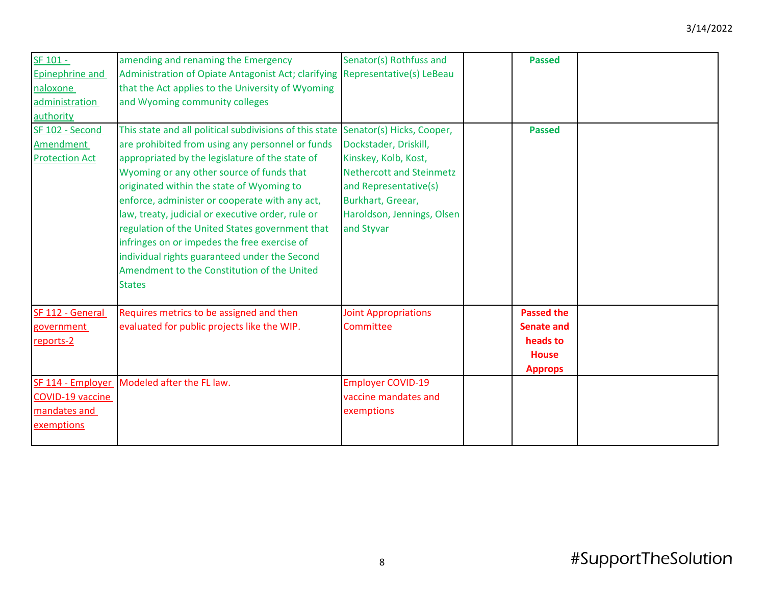| | | | | | |
|---|---|---|---|---|---|
| SF 101 - Epinephrine and naloxone administration authority | amending and renaming the Emergency Administration of Opiate Antagonist Act; clarifying that the Act applies to the University of Wyoming and Wyoming community colleges | Senator(s) Rothfuss and Representative(s) LeBeau | | **Passed** | |
| SF 102 - Second Amendment Protection Act | This state and all political subdivisions of this state are prohibited from using any personnel or funds appropriated by the legislature of the state of Wyoming or any other source of funds that originated within the state of Wyoming to enforce, administer or cooperate with any act, law, treaty, judicial or executive order, rule or regulation of the United States government that infringes on or impedes the free exercise of individual rights guaranteed under the Second Amendment to the Constitution of the United States | Senator(s) Hicks, Cooper, Dockstader, Driskill, Kinskey, Kolb, Kost, Nethercott and Steinmetz and Representative(s) Burkhart, Greear, Haroldson, Jennings, Olsen and Styvar | | **Passed** | |
| SF 112 - General government reports-2 | Requires metrics to be assigned and then evaluated for public projects like the WIP. | Joint Appropriations Committee | | **Passed the Senate and heads to House Approps** | |
| SF 114 - Employer COVID-19 vaccine mandates and exemptions | Modeled after the FL law. | Employer COVID-19 vaccine mandates and exemptions | | | |

#SupportTheSolution